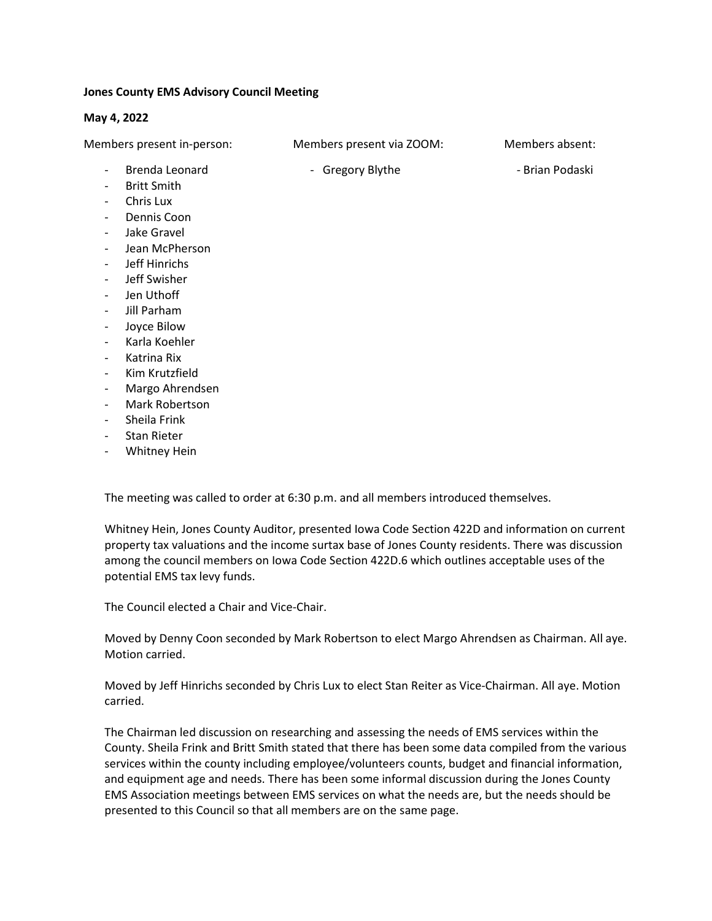**Jones County EMS Advisory Council Meeting**

**May 4, 2022**

Members present in-person:

- Brenda Leonard
- Britt Smith
- Chris Lux
- Dennis Coon
- Jake Gravel
- Jean McPherson
- Jeff Hinrichs
- Jeff Swisher
- Jen Uthoff
- Jill Parham
- Joyce Bilow
- Karla Koehler
- Katrina Rix
- Kim Krutzfield
- Margo Ahrendsen
- Mark Robertson
- Sheila Frink
- Stan Rieter
- Whitney Hein

Members present via ZOOM:

- Gregory Blythe

Members absent:

- Brian Podaski

The meeting was called to order at 6:30 p.m. and all members introduced themselves.

Whitney Hein, Jones County Auditor, presented Iowa Code Section 422D and information on current property tax valuations and the income surtax base of Jones County residents. There was discussion among the council members on Iowa Code Section 422D.6 which outlines acceptable uses of the potential EMS tax levy funds.

The Council elected a Chair and Vice-Chair.

Moved by Denny Coon seconded by Mark Robertson to elect Margo Ahrendsen as Chairman. All aye. Motion carried.

Moved by Jeff Hinrichs seconded by Chris Lux to elect Stan Reiter as Vice-Chairman. All aye. Motion carried.

The Chairman led discussion on researching and assessing the needs of EMS services within the County. Sheila Frink and Britt Smith stated that there has been some data compiled from the various services within the county including employee/volunteers counts, budget and financial information, and equipment age and needs. There has been some informal discussion during the Jones County EMS Association meetings between EMS services on what the needs are, but the needs should be presented to this Council so that all members are on the same page.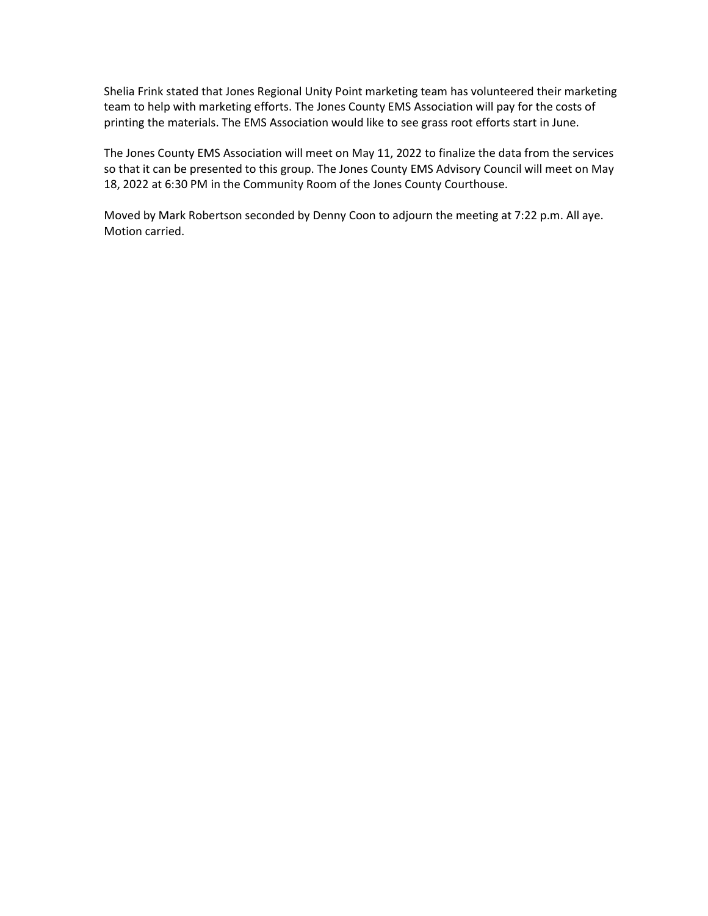Shelia Frink stated that Jones Regional Unity Point marketing team has volunteered their marketing team to help with marketing efforts. The Jones County EMS Association will pay for the costs of printing the materials. The EMS Association would like to see grass root efforts start in June.

The Jones County EMS Association will meet on May 11, 2022 to finalize the data from the services so that it can be presented to this group. The Jones County EMS Advisory Council will meet on May 18, 2022 at 6:30 PM in the Community Room of the Jones County Courthouse.

Moved by Mark Robertson seconded by Denny Coon to adjourn the meeting at 7:22 p.m. All aye. Motion carried.